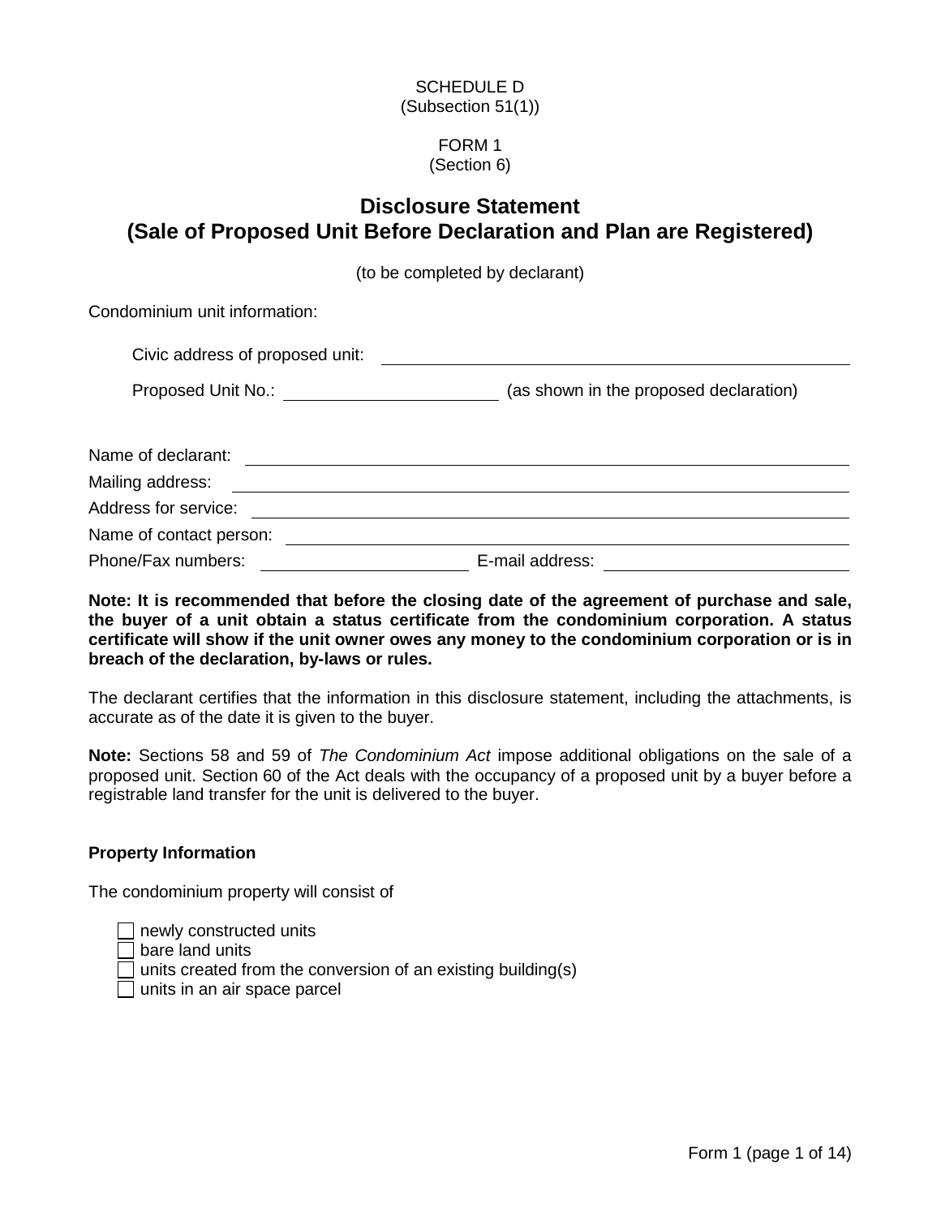SCHEDULE D
(Subsection 51(1))

FORM 1
(Section 6)

# Disclosure Statement
# (Sale of Proposed Unit Before Declaration and Plan are Registered)

(to be completed by declarant)

Condominium unit information:

Civic address of proposed unit: ______________________________

Proposed Unit No.: ______________ (as shown in the proposed declaration)

Name of declarant: ______________________________

Mailing address: ______________________________

Address for service: ______________________________

Name of contact person: ______________________________

Phone/Fax numbers: ______________ E-mail address: ______________

**Note: It is recommended that before the closing date of the agreement of purchase and sale, the buyer of a unit obtain a status certificate from the condominium corporation. A status certificate will show if the unit owner owes any money to the condominium corporation or is in breach of the declaration, by-laws or rules.**

The declarant certifies that the information in this disclosure statement, including the attachments, is accurate as of the date it is given to the buyer.

**Note:** Sections 58 and 59 of *The Condominium Act* impose additional obligations on the sale of a proposed unit. Section 60 of the Act deals with the occupancy of a proposed unit by a buyer before a registrable land transfer for the unit is delivered to the buyer.

**Property Information**

The condominium property will consist of

- ☐ newly constructed units
- ☐ bare land units
- ☐ units created from the conversion of an existing building(s)
- ☐ units in an air space parcel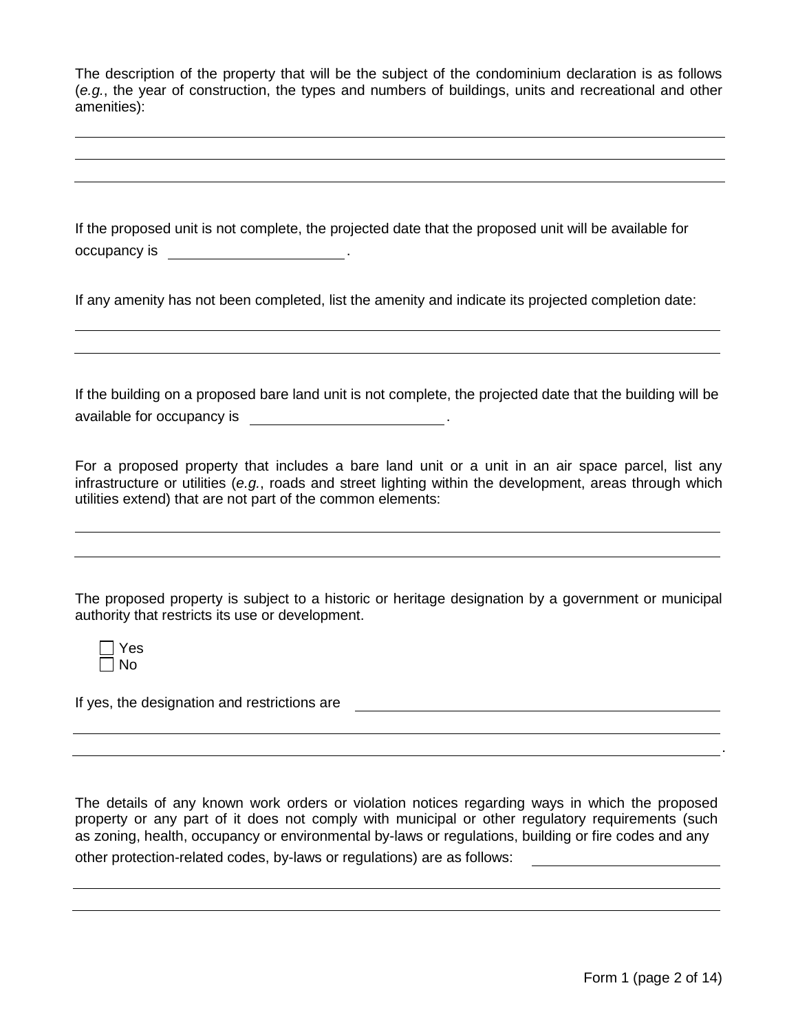The description of the property that will be the subject of the condominium declaration is as follows (*e.g.*, the year of construction, the types and numbers of buildings, units and recreational and other amenities):

\_\_\_\_\_\_\_\_\_\_\_\_\_\_\_\_\_\_\_\_\_\_\_\_\_\_\_\_\_\_\_\_\_\_\_\_\_\_\_\_\_\_\_\_\_\_\_\_\_\_\_\_\_\_\_\_\_\_\_\_

\_\_\_\_\_\_\_\_\_\_\_\_\_\_\_\_\_\_\_\_\_\_\_\_\_\_\_\_\_\_\_\_\_\_\_\_\_\_\_\_\_\_\_\_\_\_\_\_\_\_\_\_\_\_\_\_\_\_\_\_

\_\_\_\_\_\_\_\_\_\_\_\_\_\_\_\_\_\_\_\_\_\_\_\_\_\_\_\_\_\_\_\_\_\_\_\_\_\_\_\_\_\_\_\_\_\_\_\_\_\_\_\_\_\_\_\_\_\_\_\_

If the proposed unit is not complete, the projected date that the proposed unit will be available for occupancy is \_\_\_\_\_\_\_\_\_\_\_\_\_\_\_\_\_\_\_\_.

If any amenity has not been completed, list the amenity and indicate its projected completion date:

\_\_\_\_\_\_\_\_\_\_\_\_\_\_\_\_\_\_\_\_\_\_\_\_\_\_\_\_\_\_\_\_\_\_\_\_\_\_\_\_\_\_\_\_\_\_\_\_\_\_\_\_\_\_\_\_\_\_\_\_

\_\_\_\_\_\_\_\_\_\_\_\_\_\_\_\_\_\_\_\_\_\_\_\_\_\_\_\_\_\_\_\_\_\_\_\_\_\_\_\_\_\_\_\_\_\_\_\_\_\_\_\_\_\_\_\_\_\_\_\_

If the building on a proposed bare land unit is not complete, the projected date that the building will be available for occupancy is \_\_\_\_\_\_\_\_\_\_\_\_\_\_\_\_\_\_\_\_.

For a proposed property that includes a bare land unit or a unit in an air space parcel, list any infrastructure or utilities (*e.g.*, roads and street lighting within the development, areas through which utilities extend) that are not part of the common elements:

\_\_\_\_\_\_\_\_\_\_\_\_\_\_\_\_\_\_\_\_\_\_\_\_\_\_\_\_\_\_\_\_\_\_\_\_\_\_\_\_\_\_\_\_\_\_\_\_\_\_\_\_\_\_\_\_\_\_\_\_

\_\_\_\_\_\_\_\_\_\_\_\_\_\_\_\_\_\_\_\_\_\_\_\_\_\_\_\_\_\_\_\_\_\_\_\_\_\_\_\_\_\_\_\_\_\_\_\_\_\_\_\_\_\_\_\_\_\_\_\_

The proposed property is subject to a historic or heritage designation by a government or municipal authority that restricts its use or development.

☐ Yes
☐ No

If yes, the designation and restrictions are \_\_\_\_\_\_\_\_\_\_\_\_\_\_\_\_\_\_\_\_\_\_\_\_\_\_\_\_\_\_\_\_\_\_\_\_

\_\_\_\_\_\_\_\_\_\_\_\_\_\_\_\_\_\_\_\_\_\_\_\_\_\_\_\_\_\_\_\_\_\_\_\_\_\_\_\_\_\_\_\_\_\_\_\_\_\_\_\_\_\_\_\_\_\_\_\_

\_\_\_\_\_\_\_\_\_\_\_\_\_\_\_\_\_\_\_\_\_\_\_\_\_\_\_\_\_\_\_\_\_\_\_\_\_\_\_\_\_\_\_\_\_\_\_\_\_\_\_\_\_\_\_\_\_\_\_\_.

The details of any known work orders or violation notices regarding ways in which the proposed property or any part of it does not comply with municipal or other regulatory requirements (such as zoning, health, occupancy or environmental by-laws or regulations, building or fire codes and any other protection-related codes, by-laws or regulations) are as follows: \_\_\_\_\_\_\_\_\_\_\_\_\_\_\_\_\_\_\_\_

\_\_\_\_\_\_\_\_\_\_\_\_\_\_\_\_\_\_\_\_\_\_\_\_\_\_\_\_\_\_\_\_\_\_\_\_\_\_\_\_\_\_\_\_\_\_\_\_\_\_\_\_\_\_\_\_\_\_\_\_

\_\_\_\_\_\_\_\_\_\_\_\_\_\_\_\_\_\_\_\_\_\_\_\_\_\_\_\_\_\_\_\_\_\_\_\_\_\_\_\_\_\_\_\_\_\_\_\_\_\_\_\_\_\_\_\_\_\_\_\_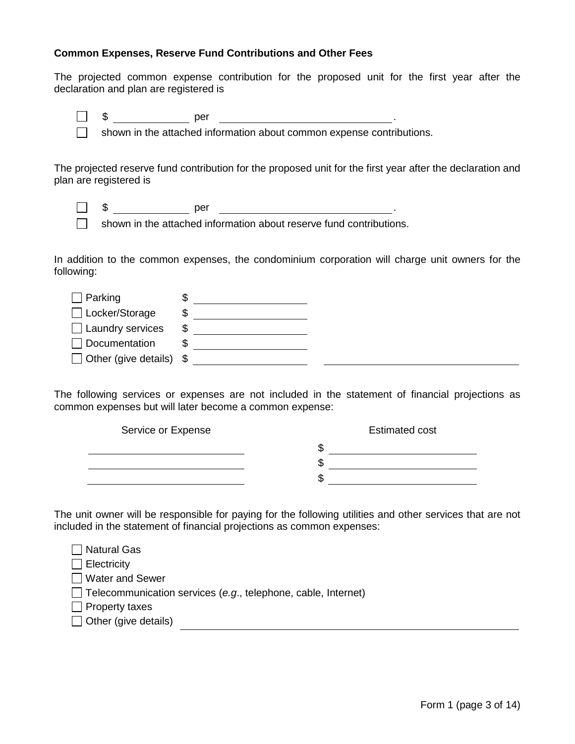**Common Expenses, Reserve Fund Contributions and Other Fees**

The projected common expense contribution for the proposed unit for the first year after the declaration and plan are registered is

- ☐ $ ____________ per ____________________________.
- ☐ shown in the attached information about common expense contributions.

The projected reserve fund contribution for the proposed unit for the first year after the declaration and plan are registered is

- ☐ $ ____________ per ____________________________.
- ☐ shown in the attached information about reserve fund contributions.

In addition to the common expenses, the condominium corporation will charge unit owners for the following:

- ☐ Parking $ __________________
- ☐ Locker/Storage $ __________________
- ☐ Laundry services $ __________________
- ☐ Documentation $ __________________
- ☐ Other (give details) $ __________________ ________________________________

The following services or expenses are not included in the statement of financial projections as common expenses but will later become a common expense:

| Service or Expense | Estimated cost |
| --- | --- |
| ________________________ | $ ________________________ |
| ________________________ | $ ________________________ |
| ________________________ | $ ________________________ |

The unit owner will be responsible for paying for the following utilities and other services that are not included in the statement of financial projections as common expenses:

- ☐ Natural Gas
- ☐ Electricity
- ☐ Water and Sewer
- ☐ Telecommunication services (*e.g*., telephone, cable, Internet)
- ☐ Property taxes
- ☐ Other (give details) ________________________________________________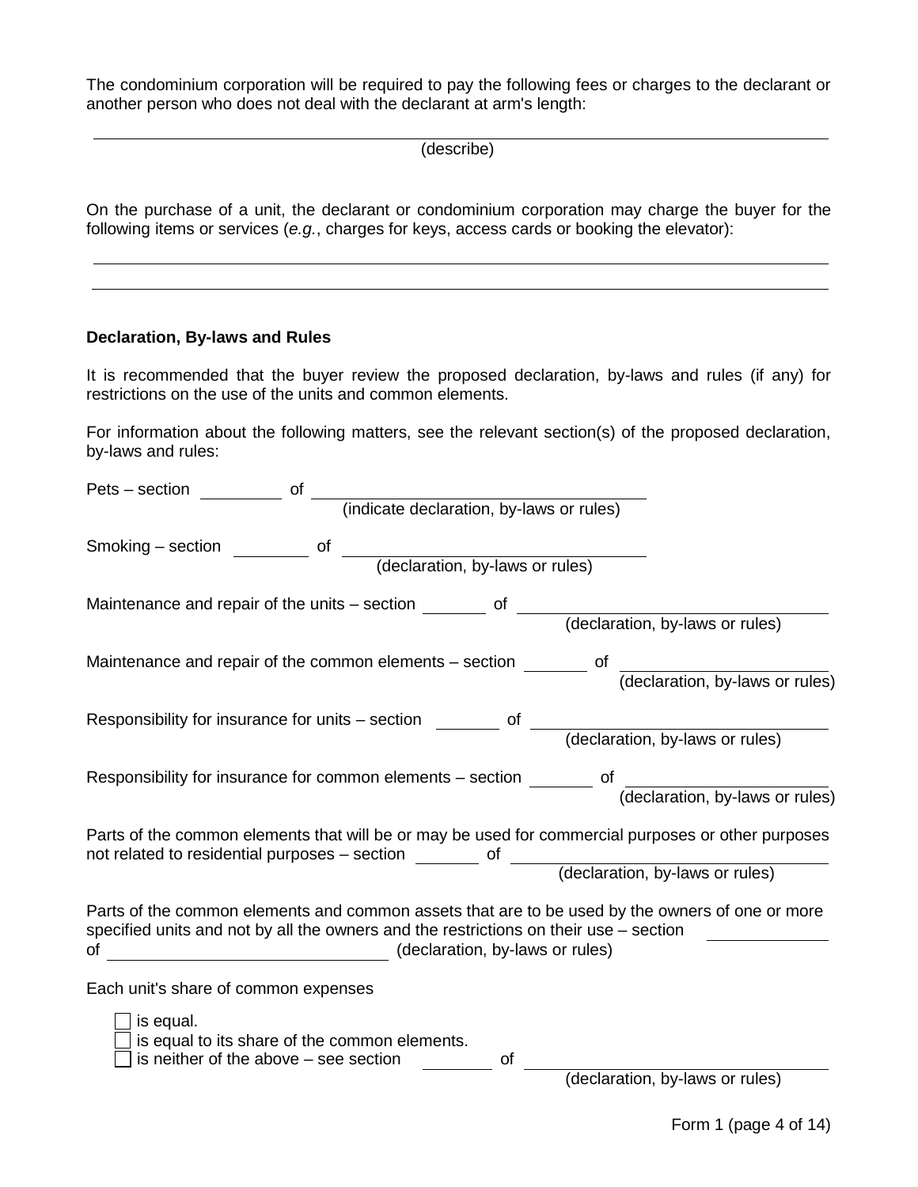The condominium corporation will be required to pay the following fees or charges to the declarant or another person who does not deal with the declarant at arm's length:

______________________________________________________________________
(describe)

On the purchase of a unit, the declarant or condominium corporation may charge the buyer for the following items or services (*e.g.*, charges for keys, access cards or booking the elevator):

______________________________________________________________________

______________________________________________________________________

**Declaration, By-laws and Rules**

It is recommended that the buyer review the proposed declaration, by-laws and rules (if any) for restrictions on the use of the units and common elements.

For information about the following matters, see the relevant section(s) of the proposed declaration, by-laws and rules:

Pets – section ________ of ______________________________
(indicate declaration, by-laws or rules)

Smoking – section ________ of ______________________________
(declaration, by-laws or rules)

Maintenance and repair of the units – section ________ of ______________________________
(declaration, by-laws or rules)

Maintenance and repair of the common elements – section ________ of ______________________________
(declaration, by-laws or rules)

Responsibility for insurance for units – section ________ of ______________________________
(declaration, by-laws or rules)

Responsibility for insurance for common elements – section ________ of ______________________________
(declaration, by-laws or rules)

Parts of the common elements that will be or may be used for commercial purposes or other purposes not related to residential purposes – section ________ of ______________________________
(declaration, by-laws or rules)

Parts of the common elements and common assets that are to be used by the owners of one or more specified units and not by all the owners and the restrictions on their use – section ________ of ______________________________ (declaration, by-laws or rules)

Each unit's share of common expenses

- ☐ is equal.
- ☐ is equal to its share of the common elements.
- ☐ is neither of the above – see section ________ of ______________________________
(declaration, by-laws or rules)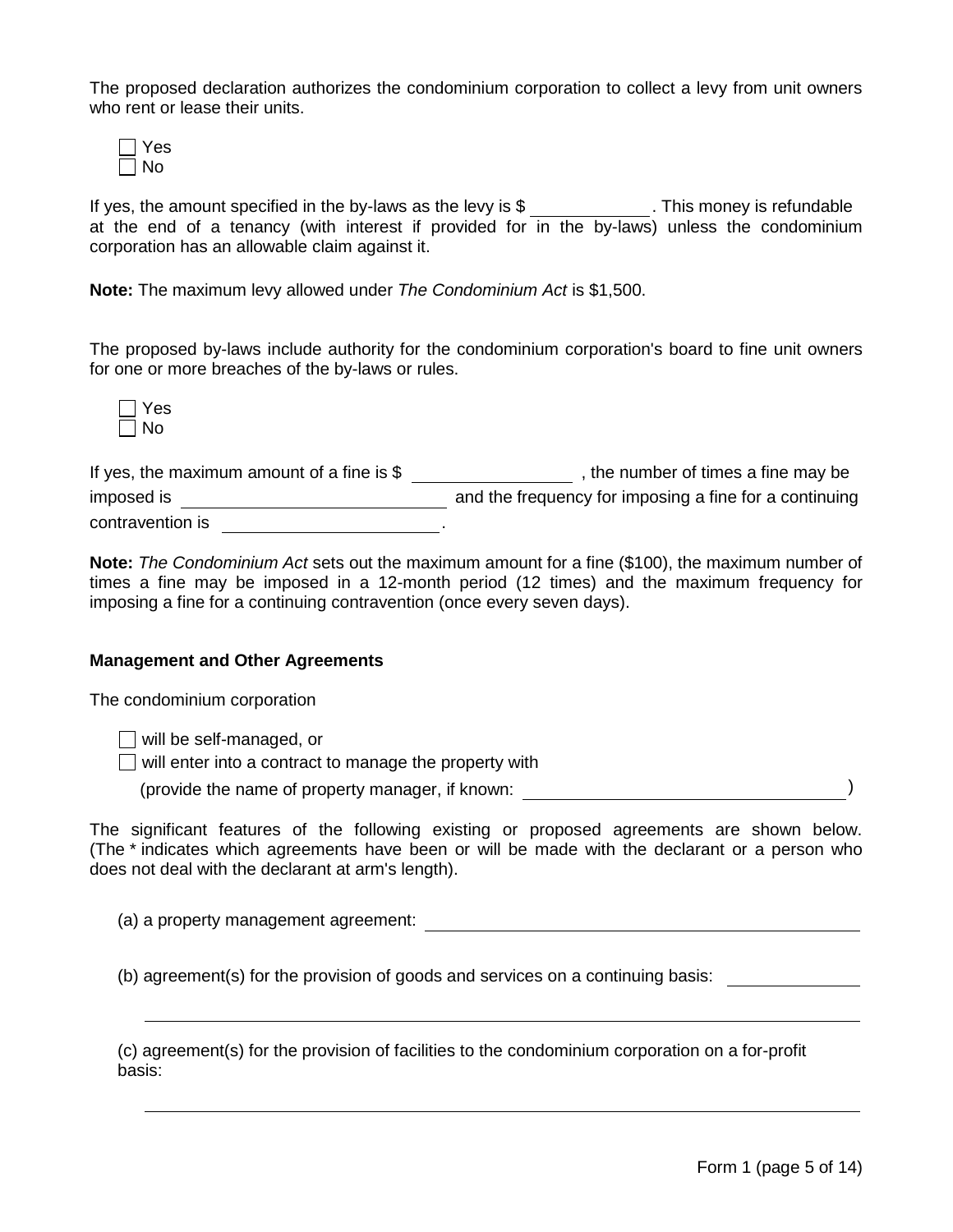The proposed declaration authorizes the condominium corporation to collect a levy from unit owners who rent or lease their units.

☐ Yes
☐ No

If yes, the amount specified in the by-laws as the levy is $ \_\_\_\_\_\_\_\_\_\_\_\_. This money is refundable at the end of a tenancy (with interest if provided for in the by-laws) unless the condominium corporation has an allowable claim against it.

**Note:** The maximum levy allowed under *The Condominium Act* is $1,500.

The proposed by-laws include authority for the condominium corporation's board to fine unit owners for one or more breaches of the by-laws or rules.

☐ Yes
☐ No

If yes, the maximum amount of a fine is $ \_\_\_\_\_\_\_\_\_\_\_\_\_\_\_\_ , the number of times a fine may be imposed is \_\_\_\_\_\_\_\_\_\_\_\_\_\_\_\_\_\_\_\_\_\_\_\_\_\_\_\_ and the frequency for imposing a fine for a continuing contravention is \_\_\_\_\_\_\_\_\_\_\_\_\_\_\_\_\_\_\_\_\_\_\_\_.

**Note:** *The Condominium Act* sets out the maximum amount for a fine ($100), the maximum number of times a fine may be imposed in a 12-month period (12 times) and the maximum frequency for imposing a fine for a continuing contravention (once every seven days).

**Management and Other Agreements**

The condominium corporation

☐ will be self-managed, or
☐ will enter into a contract to manage the property with
(provide the name of property manager, if known: \_\_\_\_\_\_\_\_\_\_\_\_\_\_\_\_\_\_\_\_\_\_\_\_\_\_\_\_\_\_\_\_\_\_)

The significant features of the following existing or proposed agreements are shown below. (The * indicates which agreements have been or will be made with the declarant or a person who does not deal with the declarant at arm's length).

(a) a property management agreement: \_\_\_\_\_\_\_\_\_\_\_\_\_\_\_\_\_\_\_\_\_\_\_\_\_\_\_\_\_\_\_\_\_\_\_\_\_\_\_\_\_\_\_\_\_\_

(b) agreement(s) for the provision of goods and services on a continuing basis: \_\_\_\_\_\_\_\_\_\_\_\_\_\_

\_\_\_\_\_\_\_\_\_\_\_\_\_\_\_\_\_\_\_\_\_\_\_\_\_\_\_\_\_\_\_\_\_\_\_\_\_\_\_\_\_\_\_\_\_\_\_\_\_\_\_\_\_\_\_\_\_\_\_\_\_\_\_\_\_\_\_\_\_\_\_\_\_\_\_\_\_\_

(c) agreement(s) for the provision of facilities to the condominium corporation on a for-profit basis:

\_\_\_\_\_\_\_\_\_\_\_\_\_\_\_\_\_\_\_\_\_\_\_\_\_\_\_\_\_\_\_\_\_\_\_\_\_\_\_\_\_\_\_\_\_\_\_\_\_\_\_\_\_\_\_\_\_\_\_\_\_\_\_\_\_\_\_\_\_\_\_\_\_\_\_\_\_\_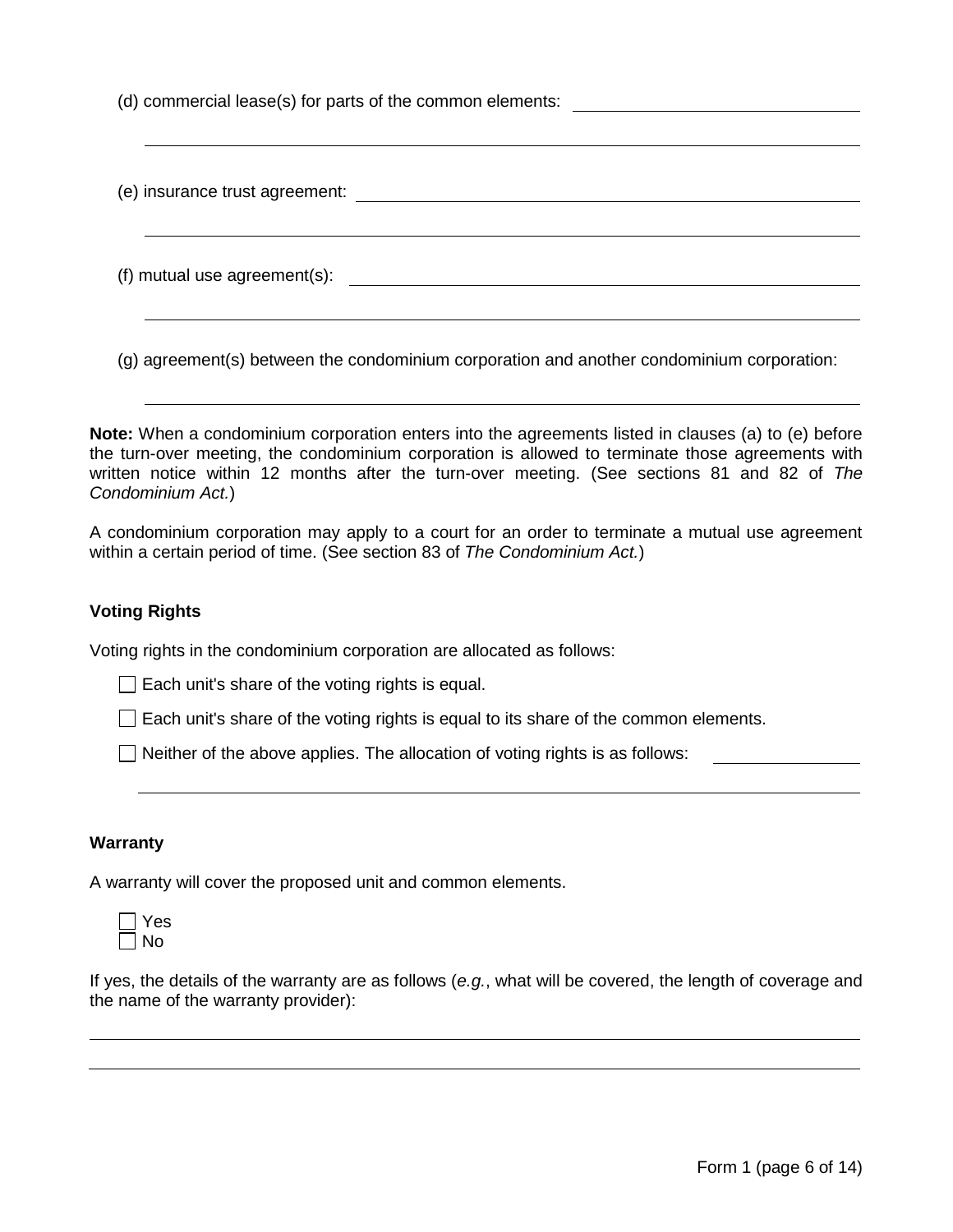(d) commercial lease(s) for parts of the common elements: ______________________________

______________________________________________________________________________

(e) insurance trust agreement: ______________________________________________

______________________________________________________________________________

(f) mutual use agreement(s): ______________________________________________

______________________________________________________________________________

(g) agreement(s) between the condominium corporation and another condominium corporation:

______________________________________________________________________________

**Note:** When a condominium corporation enters into the agreements listed in clauses (a) to (e) before the turn-over meeting, the condominium corporation is allowed to terminate those agreements with written notice within 12 months after the turn-over meeting. (See sections 81 and 82 of *The Condominium Act.*)

A condominium corporation may apply to a court for an order to terminate a mutual use agreement within a certain period of time. (See section 83 of *The Condominium Act.*)

**Voting Rights**

Voting rights in the condominium corporation are allocated as follows:

☐ Each unit's share of the voting rights is equal.

☐ Each unit's share of the voting rights is equal to its share of the common elements.

☐ Neither of the above applies. The allocation of voting rights is as follows: ______________

______________________________________________________________________________

**Warranty**

A warranty will cover the proposed unit and common elements.

☐ Yes
☐ No

If yes, the details of the warranty are as follows (*e.g.*, what will be covered, the length of coverage and the name of the warranty provider):

______________________________________________________________________________

______________________________________________________________________________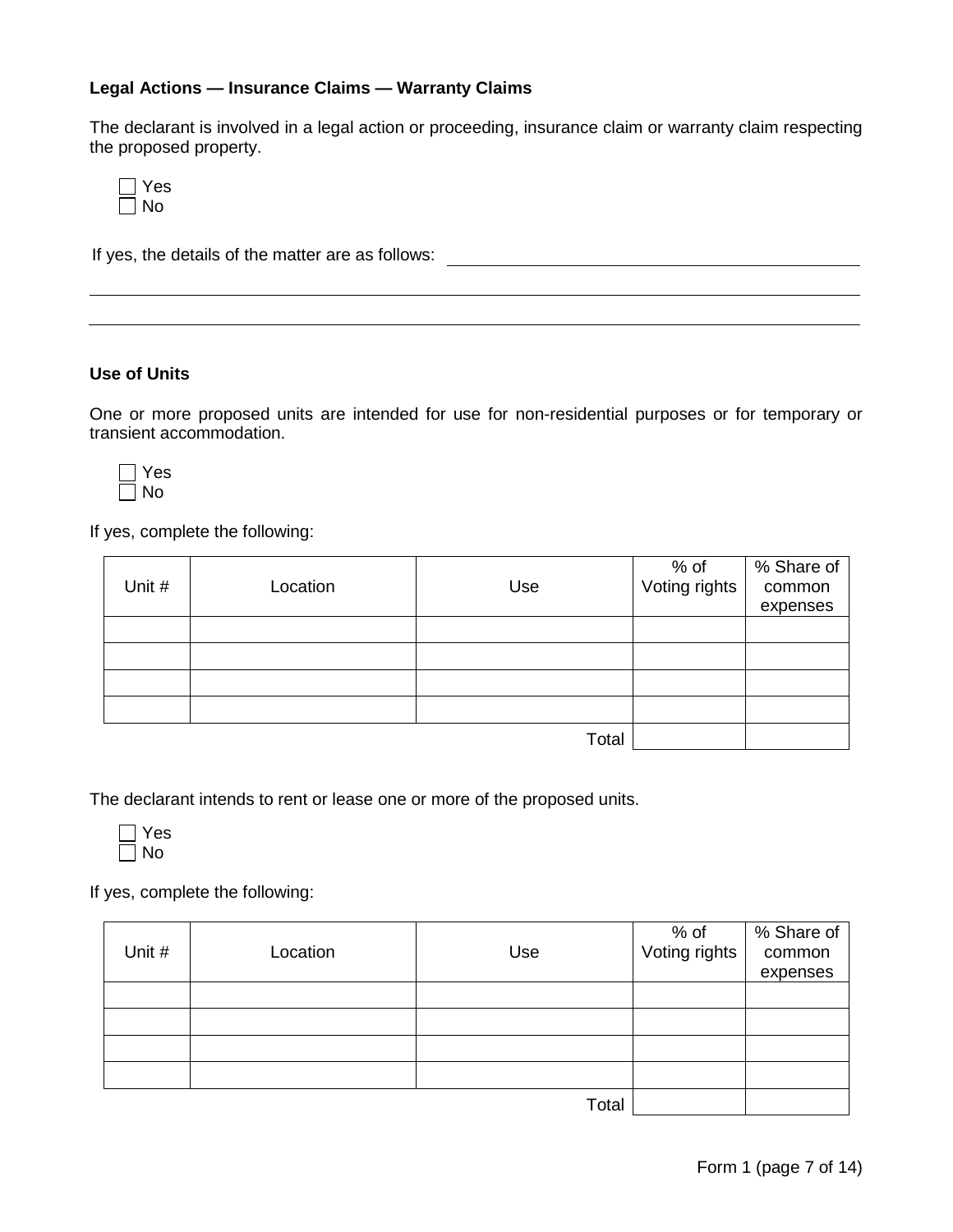**Legal Actions — Insurance Claims — Warranty Claims**

The declarant is involved in a legal action or proceeding, insurance claim or warranty claim respecting the proposed property.

- ☐ Yes
- ☐ No

If yes, the details of the matter are as follows: ______________________________________________

______________________________________________________________________________

______________________________________________________________________________

**Use of Units**

One or more proposed units are intended for use for non-residential purposes or for temporary or transient accommodation.

- ☐ Yes
- ☐ No

If yes, complete the following:

| Unit # | Location | Use | % of Voting rights | % Share of common expenses |
|---|---|---|---|---|
| | | | | |
| | | | | |
| | | | | |
| | | | | |
| | | Total | | |

The declarant intends to rent or lease one or more of the proposed units.

- ☐ Yes
- ☐ No

If yes, complete the following:

| Unit # | Location | Use | % of Voting rights | % Share of common expenses |
|---|---|---|---|---|
| | | | | |
| | | | | |
| | | | | |
| | | | | |
| | | Total | | |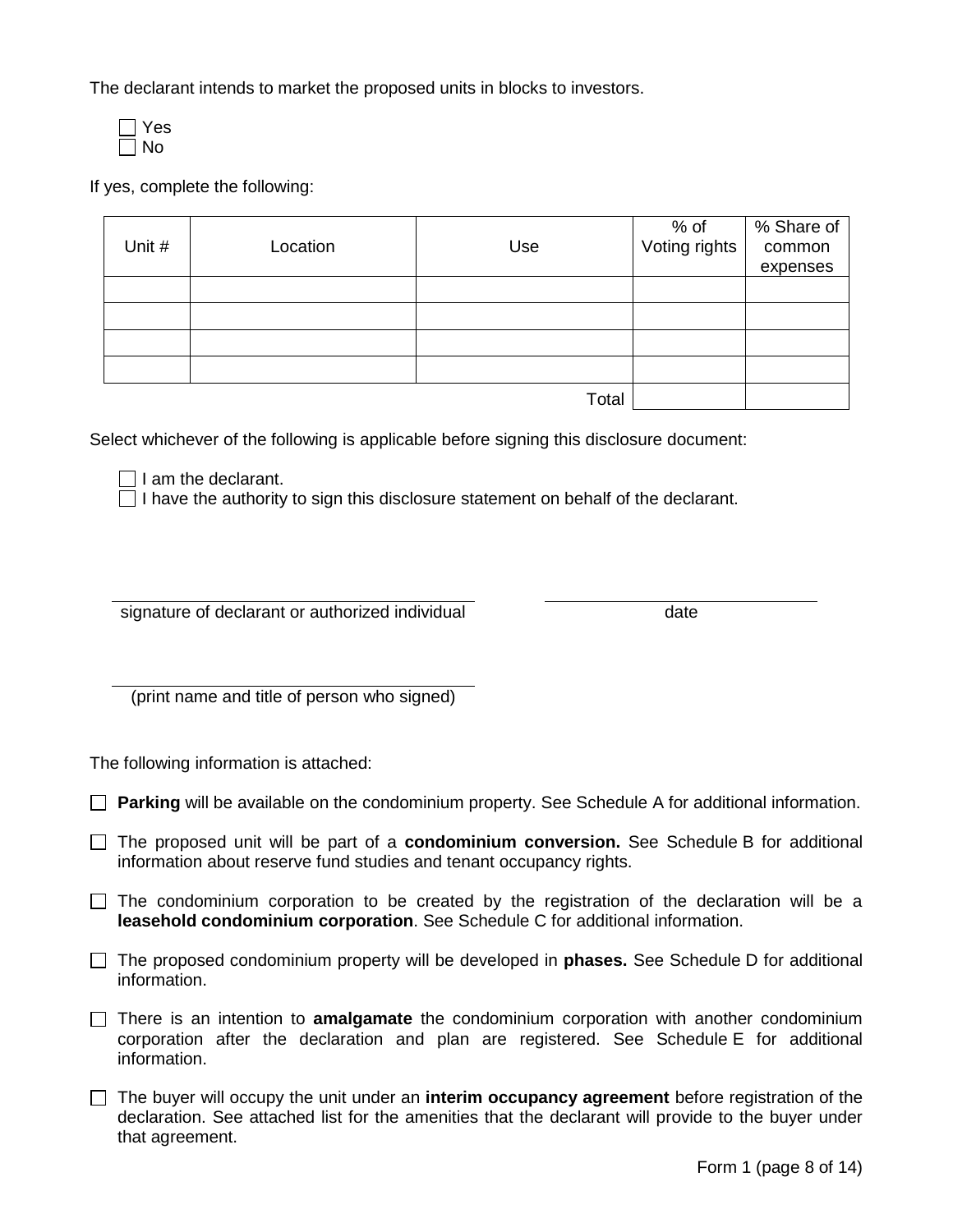The declarant intends to market the proposed units in blocks to investors.

- ☐ Yes
- ☐ No

If yes, complete the following:

| Unit # | Location | Use | % of Voting rights | % Share of common expenses |
|---|---|---|---|---|
| | | | | |
| | | | | |
| | | | | |
| | | | | |
| | | Total | | |

Select whichever of the following is applicable before signing this disclosure document:

- ☐ I am the declarant.
- ☐ I have the authority to sign this disclosure statement on behalf of the declarant.

\_\_\_\_\_\_\_\_\_\_\_\_\_\_\_\_\_\_\_\_\_\_\_\_\_\_\_\_\_\_\_\_\_\_\_\_\_\_\_\_ 
signature of declarant or authorized individual

\_\_\_\_\_\_\_\_\_\_\_\_\_\_\_\_\_\_\_\_\_\_\_\_\_\_\_\_\_\_ 
date

\_\_\_\_\_\_\_\_\_\_\_\_\_\_\_\_\_\_\_\_\_\_\_\_\_\_\_\_\_\_\_\_\_\_\_\_\_\_\_\_ 
(print name and title of person who signed)

The following information is attached:

- ☐ **Parking** will be available on the condominium property. See Schedule A for additional information.
- ☐ The proposed unit will be part of a **condominium conversion.** See Schedule B for additional information about reserve fund studies and tenant occupancy rights.
- ☐ The condominium corporation to be created by the registration of the declaration will be a **leasehold condominium corporation**. See Schedule C for additional information.
- ☐ The proposed condominium property will be developed in **phases.** See Schedule D for additional information.
- ☐ There is an intention to **amalgamate** the condominium corporation with another condominium corporation after the declaration and plan are registered. See Schedule E for additional information.
- ☐ The buyer will occupy the unit under an **interim occupancy agreement** before registration of the declaration. See attached list for the amenities that the declarant will provide to the buyer under that agreement.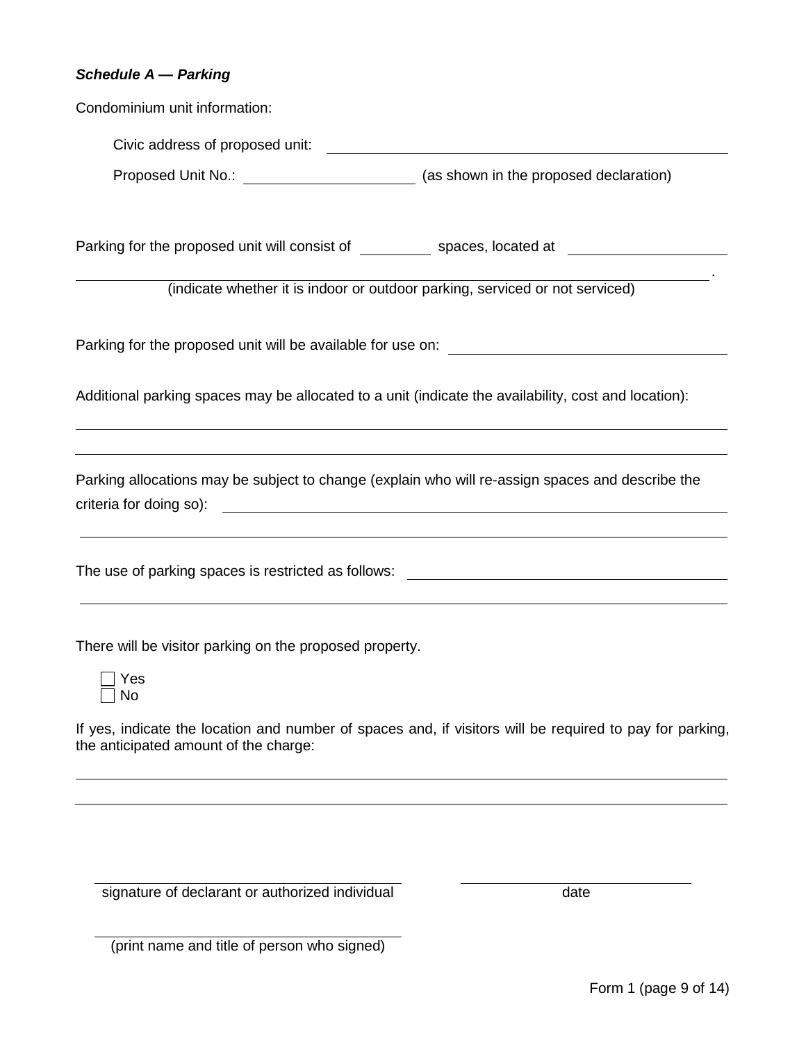***Schedule A — Parking***

Condominium unit information:

Civic address of proposed unit: \_\_\_\_\_\_\_\_\_\_\_\_\_\_\_\_\_\_\_\_\_\_\_\_\_\_\_\_\_\_\_\_\_\_\_\_\_\_\_\_

Proposed Unit No.: \_\_\_\_\_\_\_\_\_\_\_\_\_\_\_\_\_\_\_\_ (as shown in the proposed declaration)

Parking for the proposed unit will consist of \_\_\_\_\_\_\_\_\_ spaces, located at \_\_\_\_\_\_\_\_\_\_\_\_\_\_\_\_\_\_\_\_

\_\_\_\_\_\_\_\_\_\_\_\_\_\_\_\_\_\_\_\_\_\_\_\_\_\_\_\_\_\_\_\_\_\_\_\_\_\_\_\_\_\_\_\_\_\_\_\_\_\_\_\_\_\_\_\_\_\_\_\_\_\_\_\_\_\_\_\_\_\_\_\_\_\_\_\_\_\_.
(indicate whether it is indoor or outdoor parking, serviced or not serviced)

Parking for the proposed unit will be available for use on: \_\_\_\_\_\_\_\_\_\_\_\_\_\_\_\_\_\_\_\_\_\_\_\_\_\_\_\_\_\_

Additional parking spaces may be allocated to a unit (indicate the availability, cost and location):

\_\_\_\_\_\_\_\_\_\_\_\_\_\_\_\_\_\_\_\_\_\_\_\_\_\_\_\_\_\_\_\_\_\_\_\_\_\_\_\_\_\_\_\_\_\_\_\_\_\_\_\_\_\_\_\_\_\_\_\_\_\_\_\_\_\_\_\_\_\_\_\_\_\_\_\_\_\_

\_\_\_\_\_\_\_\_\_\_\_\_\_\_\_\_\_\_\_\_\_\_\_\_\_\_\_\_\_\_\_\_\_\_\_\_\_\_\_\_\_\_\_\_\_\_\_\_\_\_\_\_\_\_\_\_\_\_\_\_\_\_\_\_\_\_\_\_\_\_\_\_\_\_\_\_\_\_

Parking allocations may be subject to change (explain who will re-assign spaces and describe the criteria for doing so): \_\_\_\_\_\_\_\_\_\_\_\_\_\_\_\_\_\_\_\_\_\_\_\_\_\_\_\_\_\_\_\_\_\_\_\_\_\_\_\_\_\_\_\_\_\_\_\_\_\_\_\_\_\_\_\_

\_\_\_\_\_\_\_\_\_\_\_\_\_\_\_\_\_\_\_\_\_\_\_\_\_\_\_\_\_\_\_\_\_\_\_\_\_\_\_\_\_\_\_\_\_\_\_\_\_\_\_\_\_\_\_\_\_\_\_\_\_\_\_\_\_\_\_\_\_\_\_\_\_\_\_\_\_\_

The use of parking spaces is restricted as follows: \_\_\_\_\_\_\_\_\_\_\_\_\_\_\_\_\_\_\_\_\_\_\_\_\_\_\_\_\_\_\_\_\_\_\_\_\_\_

\_\_\_\_\_\_\_\_\_\_\_\_\_\_\_\_\_\_\_\_\_\_\_\_\_\_\_\_\_\_\_\_\_\_\_\_\_\_\_\_\_\_\_\_\_\_\_\_\_\_\_\_\_\_\_\_\_\_\_\_\_\_\_\_\_\_\_\_\_\_\_\_\_\_\_\_\_\_

There will be visitor parking on the proposed property.

- ☐ Yes
- ☐ No

If yes, indicate the location and number of spaces and, if visitors will be required to pay for parking, the anticipated amount of the charge:

\_\_\_\_\_\_\_\_\_\_\_\_\_\_\_\_\_\_\_\_\_\_\_\_\_\_\_\_\_\_\_\_\_\_\_\_\_\_\_\_\_\_\_\_\_\_\_\_\_\_\_\_\_\_\_\_\_\_\_\_\_\_\_\_\_\_\_\_\_\_\_\_\_\_\_\_\_\_

\_\_\_\_\_\_\_\_\_\_\_\_\_\_\_\_\_\_\_\_\_\_\_\_\_\_\_\_\_\_\_\_\_\_\_\_\_\_\_\_\_\_\_\_\_\_\_\_\_\_\_\_\_\_\_\_\_\_\_\_\_\_\_\_\_\_\_\_\_\_\_\_\_\_\_\_\_\_

\_\_\_\_\_\_\_\_\_\_\_\_\_\_\_\_\_\_\_\_\_\_\_\_\_\_\_\_\_\_\_\_\_\_\_\_\_\_\_\_ \_\_\_\_\_\_\_\_\_\_\_\_\_\_\_\_\_\_\_\_\_\_\_\_\_\_\_\_\_\_
signature of declarant or authorized individual date

\_\_\_\_\_\_\_\_\_\_\_\_\_\_\_\_\_\_\_\_\_\_\_\_\_\_\_\_\_\_\_\_\_\_\_\_\_\_\_\_
(print name and title of person who signed)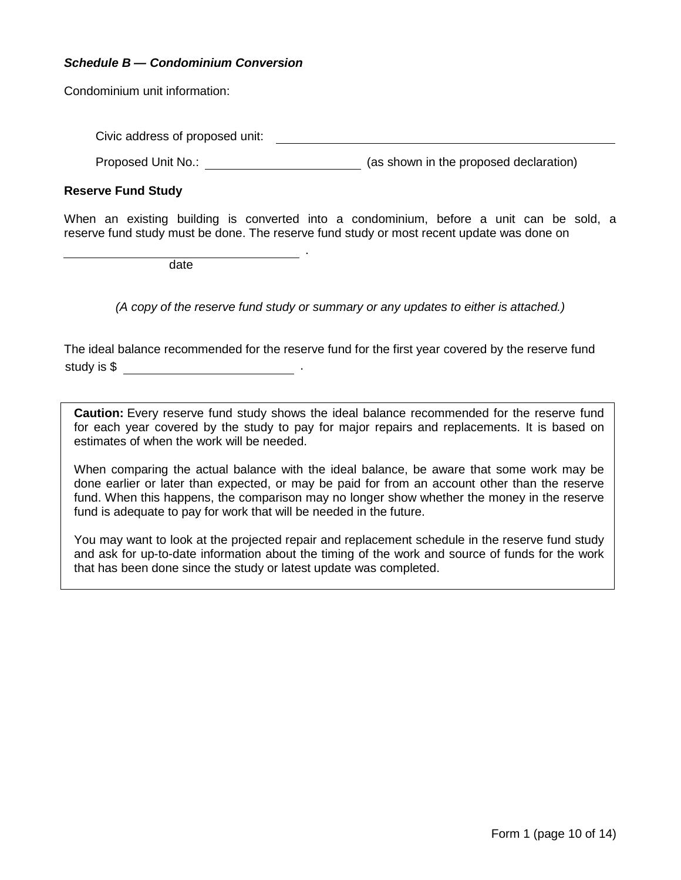***Schedule B — Condominium Conversion***

Condominium unit information:

Civic address of proposed unit: ____________________________________________

Proposed Unit No.: ______________________ (as shown in the proposed declaration)

**Reserve Fund Study**

When an existing building is converted into a condominium, before a unit can be sold, a reserve fund study must be done. The reserve fund study or most recent update was done on

____________________________________ .
date

*(A copy of the reserve fund study or summary or any updates to either is attached.)*

The ideal balance recommended for the reserve fund for the first year covered by the reserve fund study is $ ______________________ .

> **Caution:** Every reserve fund study shows the ideal balance recommended for the reserve fund for each year covered by the study to pay for major repairs and replacements. It is based on estimates of when the work will be needed.
>
> When comparing the actual balance with the ideal balance, be aware that some work may be done earlier or later than expected, or may be paid for from an account other than the reserve fund. When this happens, the comparison may no longer show whether the money in the reserve fund is adequate to pay for work that will be needed in the future.
>
> You may want to look at the projected repair and replacement schedule in the reserve fund study and ask for up-to-date information about the timing of the work and source of funds for the work that has been done since the study or latest update was completed.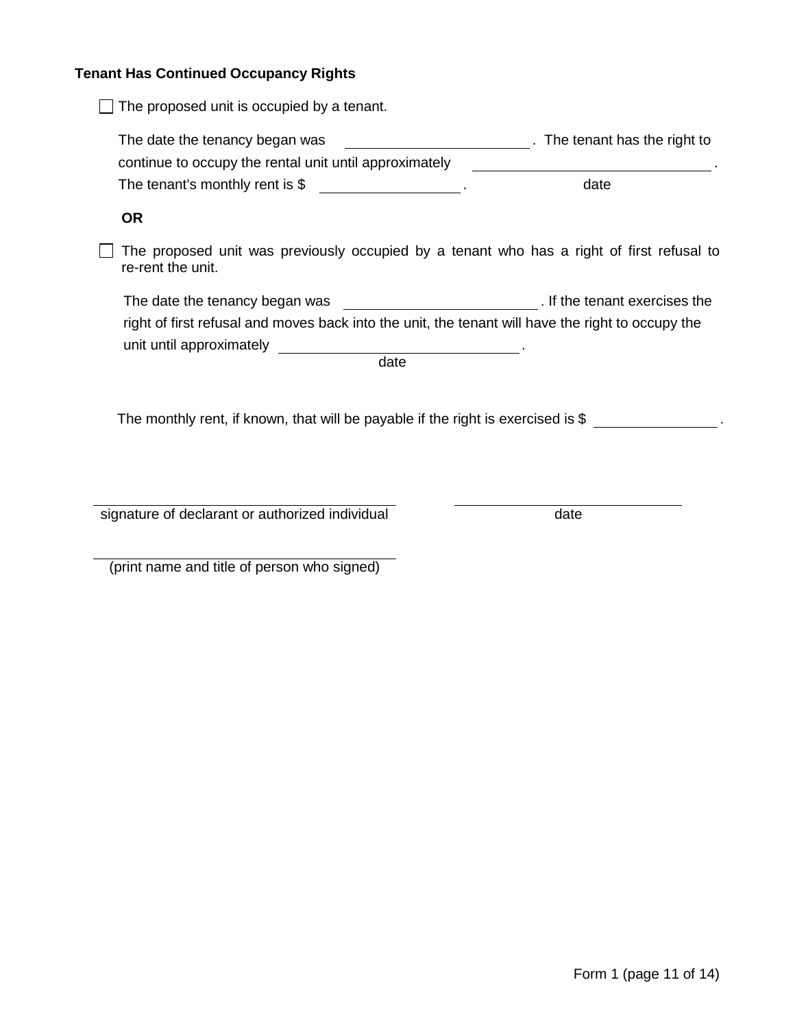**Tenant Has Continued Occupancy Rights**

☐ The proposed unit is occupied by a tenant.

The date the tenancy began was \_\_\_\_\_\_\_\_\_\_\_\_\_\_\_\_\_\_\_\_\_\_\_\_. The tenant has the right to continue to occupy the rental unit until approximately \_\_\_\_\_\_\_\_\_\_\_\_\_\_\_\_\_\_\_\_\_\_\_\_\_\_\_\_\_\_ (date). The tenant's monthly rent is $ \_\_\_\_\_\_\_\_\_\_\_\_\_\_\_\_\_\_.

**OR**

☐ The proposed unit was previously occupied by a tenant who has a right of first refusal to re-rent the unit.

The date the tenancy began was \_\_\_\_\_\_\_\_\_\_\_\_\_\_\_\_\_\_\_\_\_\_\_\_\_. If the tenant exercises the right of first refusal and moves back into the unit, the tenant will have the right to occupy the unit until approximately \_\_\_\_\_\_\_\_\_\_\_\_\_\_\_\_\_\_\_\_\_\_\_\_\_\_\_\_\_\_ (date).

The monthly rent, if known, that will be payable if the right is exercised is $ \_\_\_\_\_\_\_\_\_\_\_\_\_\_\_\_.

\_\_\_\_\_\_\_\_\_\_\_\_\_\_\_\_\_\_\_\_\_\_\_\_\_\_\_\_\_\_\_\_\_\_\_\_\_\_\_\_\_\_\_\_  
signature of declarant or authorized individual

\_\_\_\_\_\_\_\_\_\_\_\_\_\_\_\_\_\_\_\_\_\_\_\_\_\_\_\_\_\_\_\_  
date

\_\_\_\_\_\_\_\_\_\_\_\_\_\_\_\_\_\_\_\_\_\_\_\_\_\_\_\_\_\_\_\_\_\_\_\_\_\_\_\_\_\_\_\_  
(print name and title of person who signed)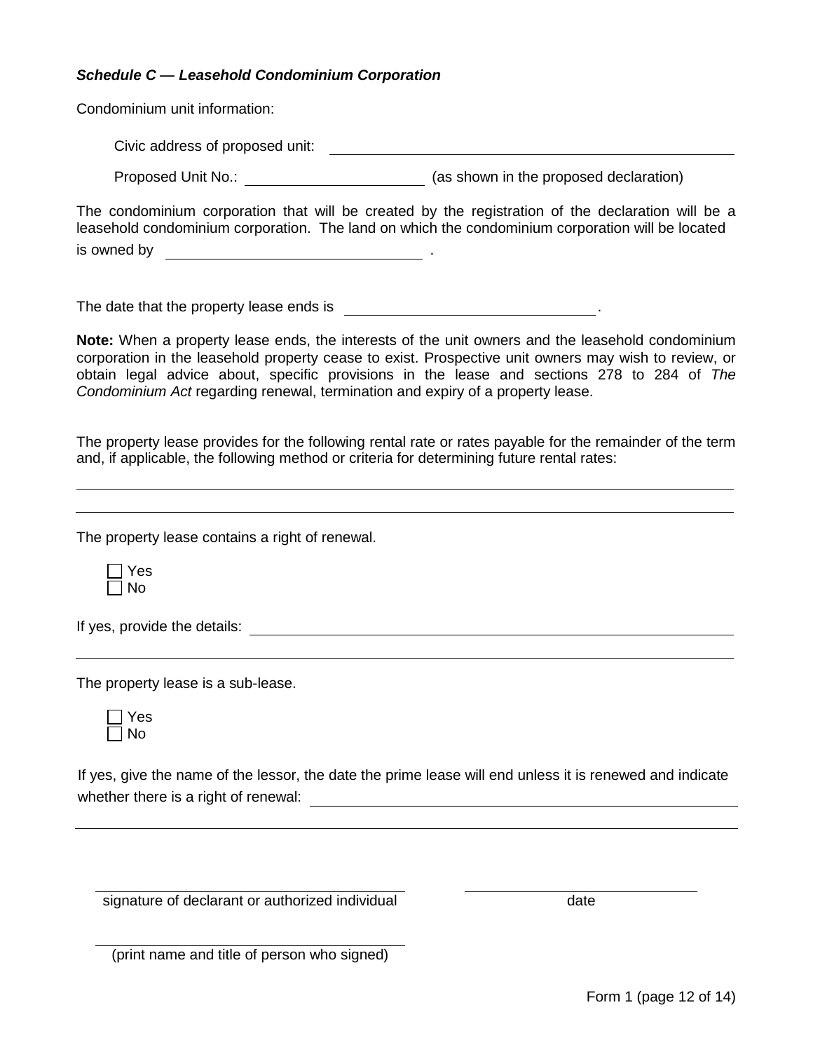***Schedule C — Leasehold Condominium Corporation***

Condominium unit information:

Civic address of proposed unit: ______________________________

Proposed Unit No.: ____________________ (as shown in the proposed declaration)

The condominium corporation that will be created by the registration of the declaration will be a leasehold condominium corporation. The land on which the condominium corporation will be located is owned by ____________________________ .

The date that the property lease ends is ____________________________.

**Note:** When a property lease ends, the interests of the unit owners and the leasehold condominium corporation in the leasehold property cease to exist. Prospective unit owners may wish to review, or obtain legal advice about, specific provisions in the lease and sections 278 to 284 of *The Condominium Act* regarding renewal, termination and expiry of a property lease.

The property lease provides for the following rental rate or rates payable for the remainder of the term and, if applicable, the following method or criteria for determining future rental rates:

______________________________________________________________________

______________________________________________________________________

The property lease contains a right of renewal.

- ☐ Yes
- ☐ No

If yes, provide the details: ______________________________________________

______________________________________________________________________

The property lease is a sub-lease.

- ☐ Yes
- ☐ No

If yes, give the name of the lessor, the date the prime lease will end unless it is renewed and indicate whether there is a right of renewal: ______________________________________________

______________________________________________________________________

____________________________________
signature of declarant or authorized individual

____________________________
date

____________________________________
(print name and title of person who signed)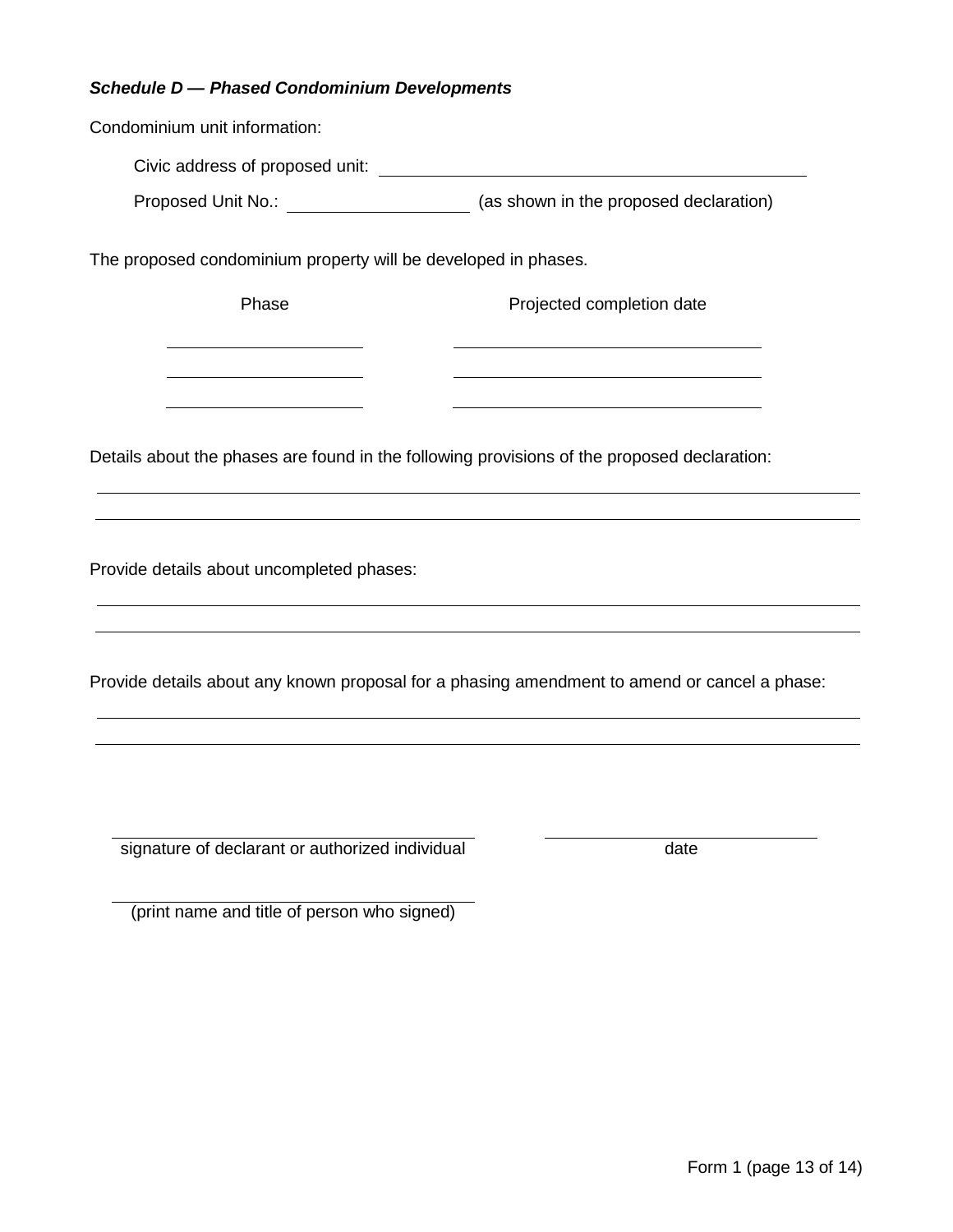***Schedule D — Phased Condominium Developments***

Condominium unit information:

Civic address of proposed unit: ______________________________

Proposed Unit No.: ____________ (as shown in the proposed declaration)

The proposed condominium property will be developed in phases.

| Phase | Projected completion date |
| --- | --- |
| ____________ | ____________________ |
| ____________ | ____________________ |
| ____________ | ____________________ |

Details about the phases are found in the following provisions of the proposed declaration:

______________________________________________________________________

______________________________________________________________________

Provide details about uncompleted phases:

______________________________________________________________________

______________________________________________________________________

Provide details about any known proposal for a phasing amendment to amend or cancel a phase:

______________________________________________________________________

______________________________________________________________________

_______________________________________ signature of declarant or authorized individual

_______________________ date

_______________________________________ (print name and title of person who signed)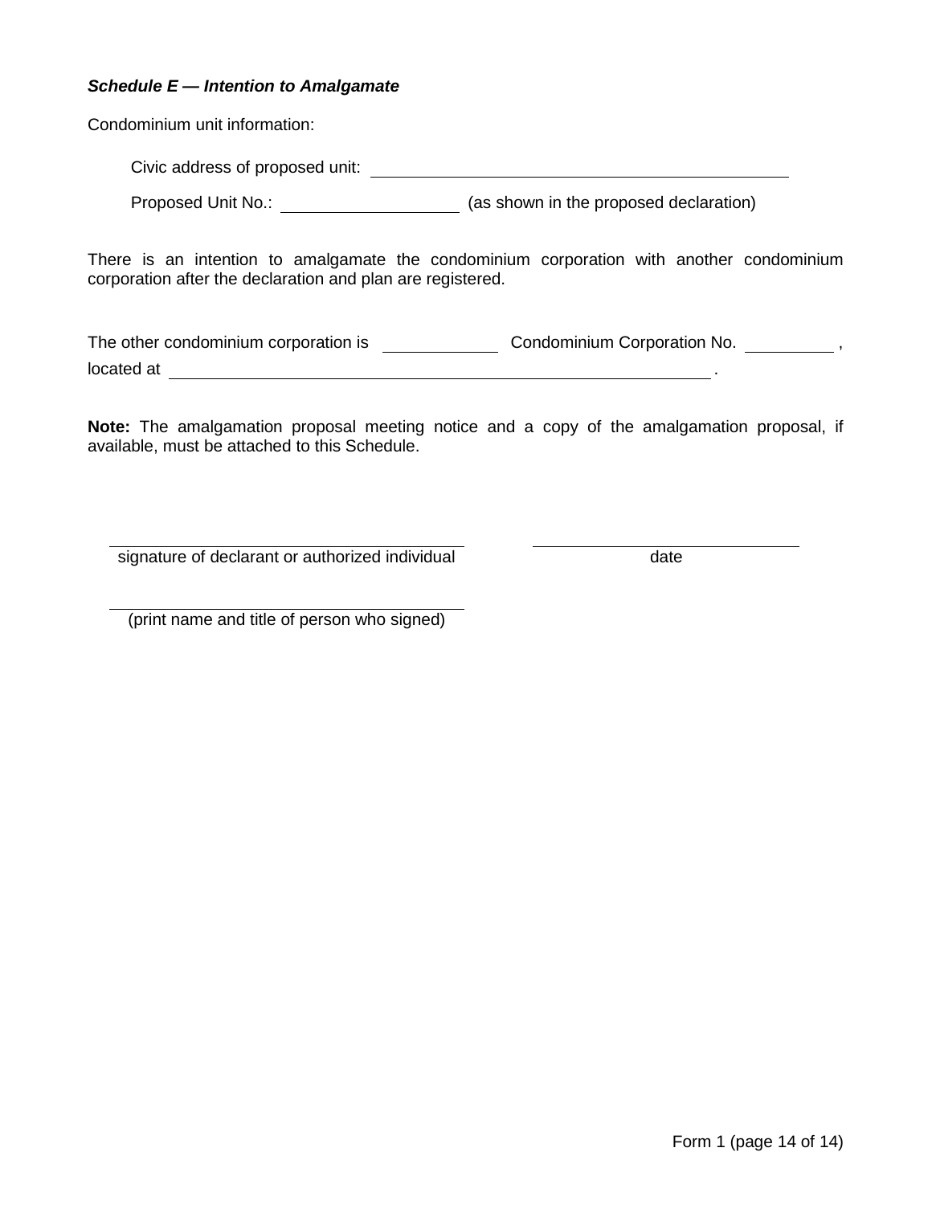***Schedule E — Intention to Amalgamate***

Condominium unit information:

Civic address of proposed unit: ______________________________

Proposed Unit No.: ______________ (as shown in the proposed declaration)

There is an intention to amalgamate the condominium corporation with another condominium corporation after the declaration and plan are registered.

The other condominium corporation is __________ Condominium Corporation No. ________ , located at ______________________________________ .

**Note:** The amalgamation proposal meeting notice and a copy of the amalgamation proposal, if available, must be attached to this Schedule.

______________________________
signature of declarant or authorized individual

______________________________
date

______________________________
(print name and title of person who signed)